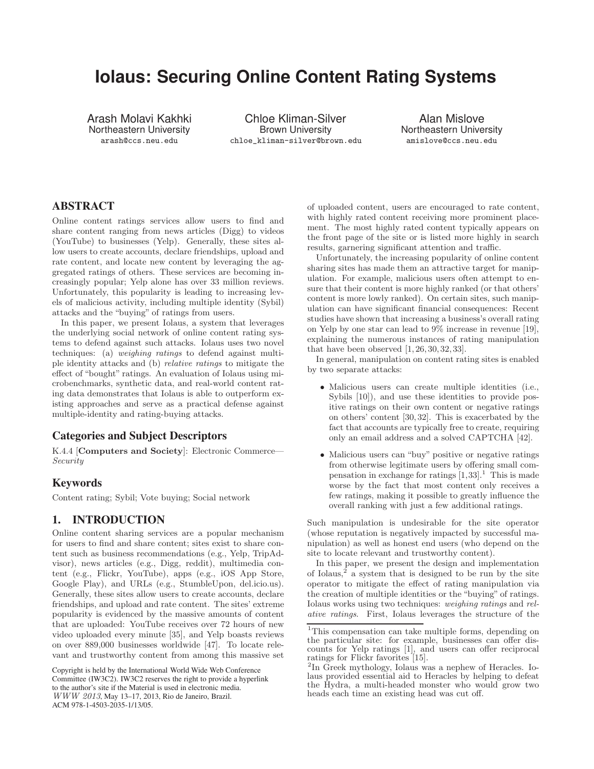# Iolaus: Securing Online Content Rating Systems

Arash Molavi Kakhki
Northeastern University
arash@ccs.neu.edu

Chloe Kliman-Silver
Brown University
chloe_kliman-silver@brown.edu

Alan Mislove
Northeastern University
amislove@ccs.neu.edu

## ABSTRACT

Online content ratings services allow users to find and share content ranging from news articles (Digg) to videos (YouTube) to businesses (Yelp). Generally, these sites allow users to create accounts, declare friendships, upload and rate content, and locate new content by leveraging the aggregated ratings of others. These services are becoming increasingly popular; Yelp alone has over 33 million reviews. Unfortunately, this popularity is leading to increasing levels of malicious activity, including multiple identity (Sybil) attacks and the "buying" of ratings from users.

In this paper, we present Iolaus, a system that leverages the underlying social network of online content rating systems to defend against such attacks. Iolaus uses two novel techniques: (a) *weighing ratings* to defend against multiple identity attacks and (b) *relative ratings* to mitigate the effect of "bought" ratings. An evaluation of Iolaus using microbenchmarks, synthetic data, and real-world content rating data demonstrates that Iolaus is able to outperform existing approaches and serve as a practical defense against multiple-identity and rating-buying attacks.

### Categories and Subject Descriptors

K.4.4 [**Computers and Society**]: Electronic Commerce—*Security*

### Keywords

Content rating; Sybil; Vote buying; Social network

## 1. INTRODUCTION

Online content sharing services are a popular mechanism for users to find and share content; sites exist to share content such as business recommendations (e.g., Yelp, TripAdvisor), news articles (e.g., Digg, reddit), multimedia content (e.g., Flickr, YouTube), apps (e.g., iOS App Store, Google Play), and URLs (e.g., StumbleUpon, del.icio.us). Generally, these sites allow users to create accounts, declare friendships, and upload and rate content. The sites' extreme popularity is evidenced by the massive amounts of content that are uploaded: YouTube receives over 72 hours of new video uploaded every minute [35], and Yelp boasts reviews on over 889,000 businesses worldwide [47]. To locate relevant and trustworthy content from among this massive set of uploaded content, users are encouraged to rate content, with highly rated content receiving more prominent placement. The most highly rated content typically appears on the front page of the site or is listed more highly in search results, garnering significant attention and traffic.

Unfortunately, the increasing popularity of online content sharing sites has made them an attractive target for manipulation. For example, malicious users often attempt to ensure that their content is more highly ranked (or that others' content is more lowly ranked). On certain sites, such manipulation can have significant financial consequences: Recent studies have shown that increasing a business's overall rating on Yelp by one star can lead to 9% increase in revenue [19], explaining the numerous instances of rating manipulation that have been observed [1, 26, 30, 32, 33].

In general, manipulation on content rating sites is enabled by two separate attacks:

- Malicious users can create multiple identities (i.e., Sybils [10]), and use these identities to provide positive ratings on their own content or negative ratings on others' content [30, 32]. This is exacerbated by the fact that accounts are typically free to create, requiring only an email address and a solved CAPTCHA [42].
- Malicious users can "buy" positive or negative ratings from otherwise legitimate users by offering small compensation in exchange for ratings [1,33].[1] This is made worse by the fact that most content only receives a few ratings, making it possible to greatly influence the overall ranking with just a few additional ratings.

Such manipulation is undesirable for the site operator (whose reputation is negatively impacted by successful manipulation) as well as honest end users (who depend on the site to locate relevant and trustworthy content).

In this paper, we present the design and implementation of Iolaus,[2] a system that is designed to be run by the site operator to mitigate the effect of rating manipulation via the creation of multiple identities or the "buying" of ratings. Iolaus works using two techniques: *weighing ratings* and *relative ratings*. First, Iolaus leverages the structure of the

[1] This compensation can take multiple forms, depending on the particular site: for example, businesses can offer discounts for Yelp ratings [1], and users can offer reciprocal ratings for Flickr favorites [15].

[2] In Greek mythology, Iolaus was a nephew of Heracles. Iolaus provided essential aid to Heracles by helping to defeat the Hydra, a multi-headed monster who would grow two heads each time an existing head was cut off.

Copyright is held by the International World Wide Web Conference Committee (IW3C2). IW3C2 reserves the right to provide a hyperlink to the author's site if the Material is used in electronic media.
*WWW 2013*, May 13–17, 2013, Rio de Janeiro, Brazil.
ACM 978-1-4503-2035-1/13/05.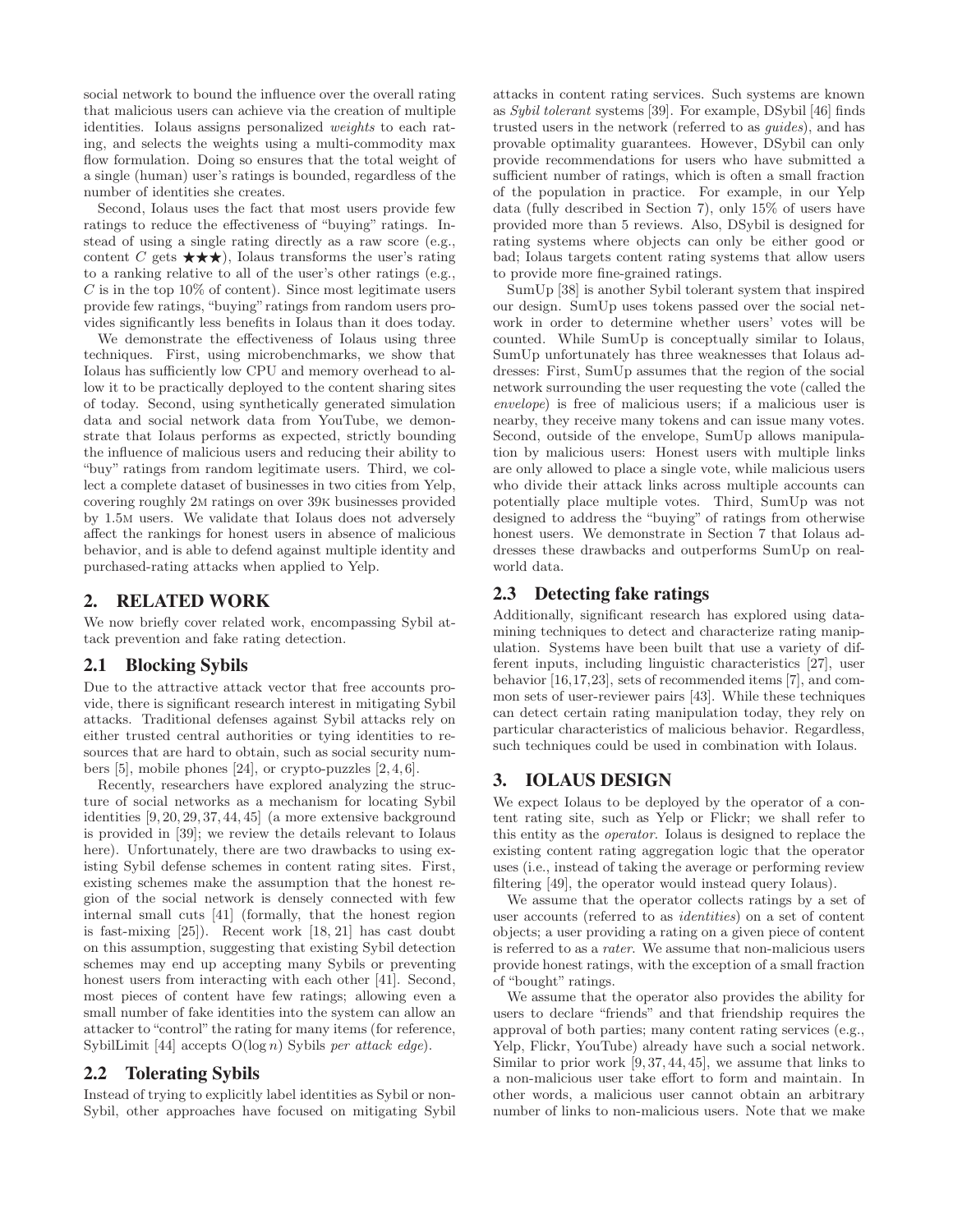social network to bound the influence over the overall rating that malicious users can achieve via the creation of multiple identities. Iolaus assigns personalized *weights* to each rating, and selects the weights using a multi-commodity max flow formulation. Doing so ensures that the total weight of a single (human) user's ratings is bounded, regardless of the number of identities she creates.

Second, Iolaus uses the fact that most users provide few ratings to reduce the effectiveness of "buying" ratings. Instead of using a single rating directly as a raw score (e.g., content $C$ gets ★★★), Iolaus transforms the user's rating to a ranking relative to all of the user's other ratings (e.g., $C$ is in the top 10% of content). Since most legitimate users provide few ratings, "buying" ratings from random users provides significantly less benefits in Iolaus than it does today.

We demonstrate the effectiveness of Iolaus using three techniques. First, using microbenchmarks, we show that Iolaus has sufficiently low CPU and memory overhead to allow it to be practically deployed to the content sharing sites of today. Second, using synthetically generated simulation data and social network data from YouTube, we demonstrate that Iolaus performs as expected, strictly bounding the influence of malicious users and reducing their ability to "buy" ratings from random legitimate users. Third, we collect a complete dataset of businesses in two cities from Yelp, covering roughly 2M ratings on over 39K businesses provided by 1.5M users. We validate that Iolaus does not adversely affect the rankings for honest users in absence of malicious behavior, and is able to defend against multiple identity and purchased-rating attacks when applied to Yelp.

## 2. RELATED WORK

We now briefly cover related work, encompassing Sybil attack prevention and fake rating detection.

### 2.1 Blocking Sybils

Due to the attractive attack vector that free accounts provide, there is significant research interest in mitigating Sybil attacks. Traditional defenses against Sybil attacks rely on either trusted central authorities or tying identities to resources that are hard to obtain, such as social security numbers [5], mobile phones [24], or crypto-puzzles [2, 4, 6].

Recently, researchers have explored analyzing the structure of social networks as a mechanism for locating Sybil identities [9, 20, 29, 37, 44, 45] (a more extensive background is provided in [39]; we review the details relevant to Iolaus here). Unfortunately, there are two drawbacks to using existing Sybil defense schemes in content rating sites. First, existing schemes make the assumption that the honest region of the social network is densely connected with few internal small cuts [41] (formally, that the honest region is fast-mixing [25]). Recent work [18, 21] has cast doubt on this assumption, suggesting that existing Sybil detection schemes may end up accepting many Sybils or preventing honest users from interacting with each other [41]. Second, most pieces of content have few ratings; allowing even a small number of fake identities into the system can allow an attacker to "control" the rating for many items (for reference, SybilLimit [44] accepts $O(\log n)$ Sybils *per attack edge*).

### 2.2 Tolerating Sybils

Instead of trying to explicitly label identities as Sybil or non-Sybil, other approaches have focused on mitigating Sybil attacks in content rating services. Such systems are known as *Sybil tolerant* systems [39]. For example, DSybil [46] finds trusted users in the network (referred to as *guides*), and has provable optimality guarantees. However, DSybil can only provide recommendations for users who have submitted a sufficient number of ratings, which is often a small fraction of the population in practice. For example, in our Yelp data (fully described in Section 7), only 15% of users have provided more than 5 reviews. Also, DSybil is designed for rating systems where objects can only be either good or bad; Iolaus targets content rating systems that allow users to provide more fine-grained ratings.

SumUp [38] is another Sybil tolerant system that inspired our design. SumUp uses tokens passed over the social network in order to determine whether users' votes will be counted. While SumUp is conceptually similar to Iolaus, SumUp unfortunately has three weaknesses that Iolaus addresses: First, SumUp assumes that the region of the social network surrounding the user requesting the vote (called the *envelope*) is free of malicious users; if a malicious user is nearby, they receive many tokens and can issue many votes. Second, outside of the envelope, SumUp allows manipulation by malicious users: Honest users with multiple links are only allowed to place a single vote, while malicious users who divide their attack links across multiple accounts can potentially place multiple votes. Third, SumUp was not designed to address the "buying" of ratings from otherwise honest users. We demonstrate in Section 7 that Iolaus addresses these drawbacks and outperforms SumUp on real-world data.

### 2.3 Detecting fake ratings

Additionally, significant research has explored using data-mining techniques to detect and characterize rating manipulation. Systems have been built that use a variety of different inputs, including linguistic characteristics [27], user behavior [16, 17, 23], sets of recommended items [7], and common sets of user-reviewer pairs [43]. While these techniques can detect certain rating manipulation today, they rely on particular characteristics of malicious behavior. Regardless, such techniques could be used in combination with Iolaus.

## 3. IOLAUS DESIGN

We expect Iolaus to be deployed by the operator of a content rating site, such as Yelp or Flickr; we shall refer to this entity as the *operator*. Iolaus is designed to replace the existing content rating aggregation logic that the operator uses (i.e., instead of taking the average or performing review filtering [49], the operator would instead query Iolaus).

We assume that the operator collects ratings by a set of user accounts (referred to as *identities*) on a set of content objects; a user providing a rating on a given piece of content is referred to as a *rater*. We assume that non-malicious users provide honest ratings, with the exception of a small fraction of "bought" ratings.

We assume that the operator also provides the ability for users to declare "friends" and that friendship requires the approval of both parties; many content rating services (e.g., Yelp, Flickr, YouTube) already have such a social network. Similar to prior work [9, 37, 44, 45], we assume that links to a non-malicious user take effort to form and maintain. In other words, a malicious user cannot obtain an arbitrary number of links to non-malicious users. Note that we make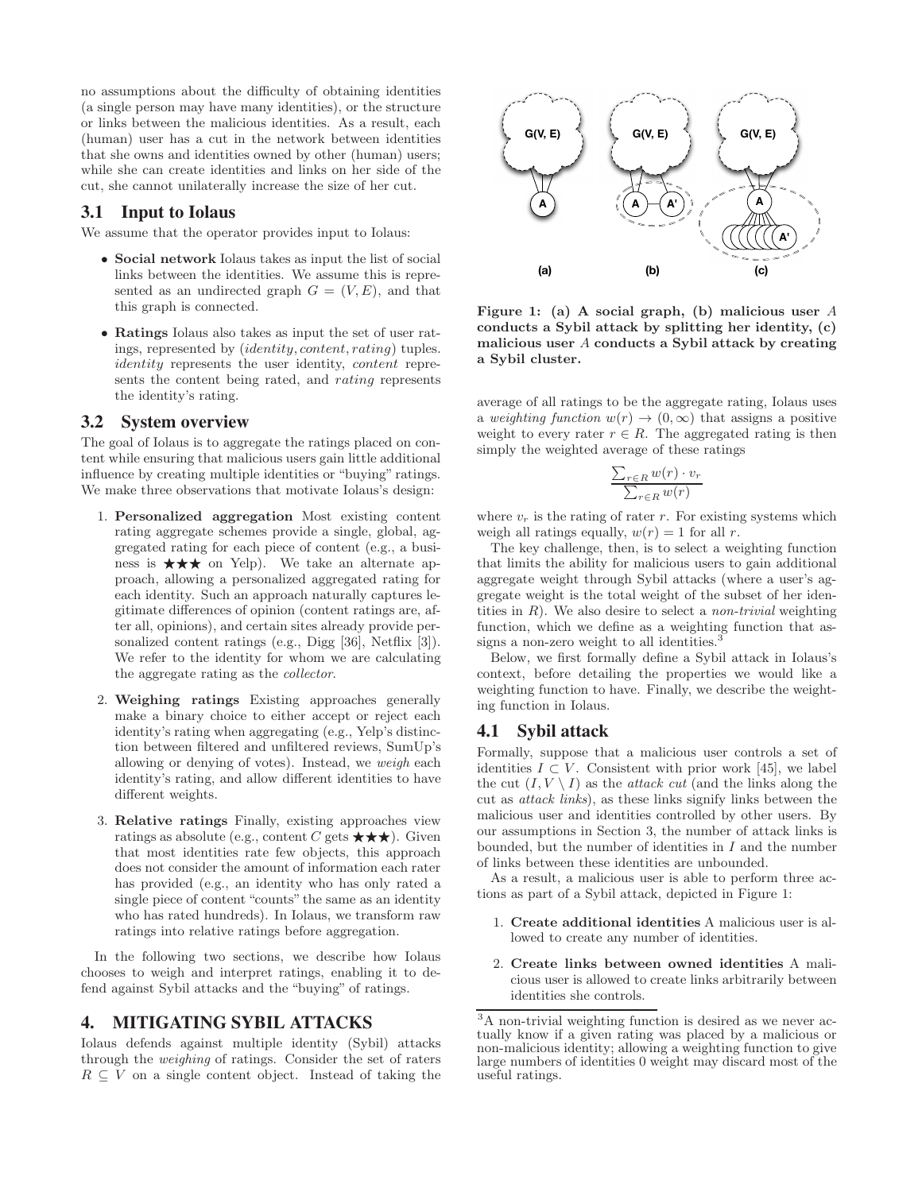no assumptions about the difficulty of obtaining identities (a single person may have many identities), or the structure or links between the malicious identities. As a result, each (human) user has a cut in the network between identities that she owns and identities owned by other (human) users; while she can create identities and links on her side of the cut, she cannot unilaterally increase the size of her cut.

## 3.1 Input to Iolaus

We assume that the operator provides input to Iolaus:

- **Social network** Iolaus takes as input the list of social links between the identities. We assume this is represented as an undirected graph $G = (V, E)$, and that this graph is connected.
- **Ratings** Iolaus also takes as input the set of user ratings, represented by $(identity, content, rating)$ tuples. *identity* represents the user identity, *content* represents the content being rated, and *rating* represents the identity's rating.

## 3.2 System overview

The goal of Iolaus is to aggregate the ratings placed on content while ensuring that malicious users gain little additional influence by creating multiple identities or "buying" ratings. We make three observations that motivate Iolaus's design:

1. **Personalized aggregation** Most existing content rating aggregate schemes provide a single, global, aggregated rating for each piece of content (e.g., a business is ★★★ on Yelp). We take an alternate approach, allowing a personalized aggregated rating for each identity. Such an approach naturally captures legitimate differences of opinion (content ratings are, after all, opinions), and certain sites already provide personalized content ratings (e.g., Digg [36], Netflix [3]). We refer to the identity for whom we are calculating the aggregate rating as the *collector*.
2. **Weighing ratings** Existing approaches generally make a binary choice to either accept or reject each identity's rating when aggregating (e.g., Yelp's distinction between filtered and unfiltered reviews, SumUp's allowing or denying of votes). Instead, we *weigh* each identity's rating, and allow different identities to have different weights.
3. **Relative ratings** Finally, existing approaches view ratings as absolute (e.g., content $C$ gets ★★★). Given that most identities rate few objects, this approach does not consider the amount of information each rater has provided (e.g., an identity who has only rated a single piece of content "counts" the same as an identity who has rated hundreds). In Iolaus, we transform raw ratings into relative ratings before aggregation.

In the following two sections, we describe how Iolaus chooses to weigh and interpret ratings, enabling it to defend against Sybil attacks and the "buying" of ratings.

# 4. MITIGATING SYBIL ATTACKS

Iolaus defends against multiple identity (Sybil) attacks through the *weighing* of ratings. Consider the set of raters $R \subseteq V$ on a single content object. Instead of taking the average of all ratings to be the aggregate rating, Iolaus uses a *weighting function* $w(r) \rightarrow (0, \infty)$ that assigns a positive weight to every rater $r \in R$. The aggregated rating is then simply the weighted average of these ratings

$$\frac{\sum_{r \in R} w(r) \cdot v_r}{\sum_{r \in R} w(r)}$$

where $v_r$ is the rating of rater $r$. For existing systems which weigh all ratings equally, $w(r) = 1$ for all $r$.

The key challenge, then, is to select a weighting function that limits the ability for malicious users to gain additional aggregate weight through Sybil attacks (where a user's aggregate weight is the total weight of the subset of her identities in $R$). We also desire to select a *non-trivial* weighting function, which we define as a weighting function that assigns a non-zero weight to all identities.[3]

Below, we first formally define a Sybil attack in Iolaus's context, before detailing the properties we would like a weighting function to have. Finally, we describe the weighting function in Iolaus.

**Figure 1: (a) A social graph, (b) malicious user $A$ conducts a Sybil attack by splitting her identity, (c) malicious user $A$ conducts a Sybil attack by creating a Sybil cluster.**

## 4.1 Sybil attack

Formally, suppose that a malicious user controls a set of identities $I \subset V$. Consistent with prior work [45], we label the cut $(I, V \setminus I)$ as the *attack cut* (and the links along the cut as *attack links*), as these links signify links between the malicious user and identities controlled by other users. By our assumptions in Section 3, the number of attack links is bounded, but the number of identities in $I$ and the number of links between these identities are unbounded.

As a result, a malicious user is able to perform three actions as part of a Sybil attack, depicted in Figure 1:

1. **Create additional identities** A malicious user is allowed to create any number of identities.
2. **Create links between owned identities** A malicious user is allowed to create links arbitrarily between identities she controls.

[3] A non-trivial weighting function is desired as we never actually know if a given rating was placed by a malicious or non-malicious identity; allowing a weighting function to give large numbers of identities 0 weight may discard most of the useful ratings.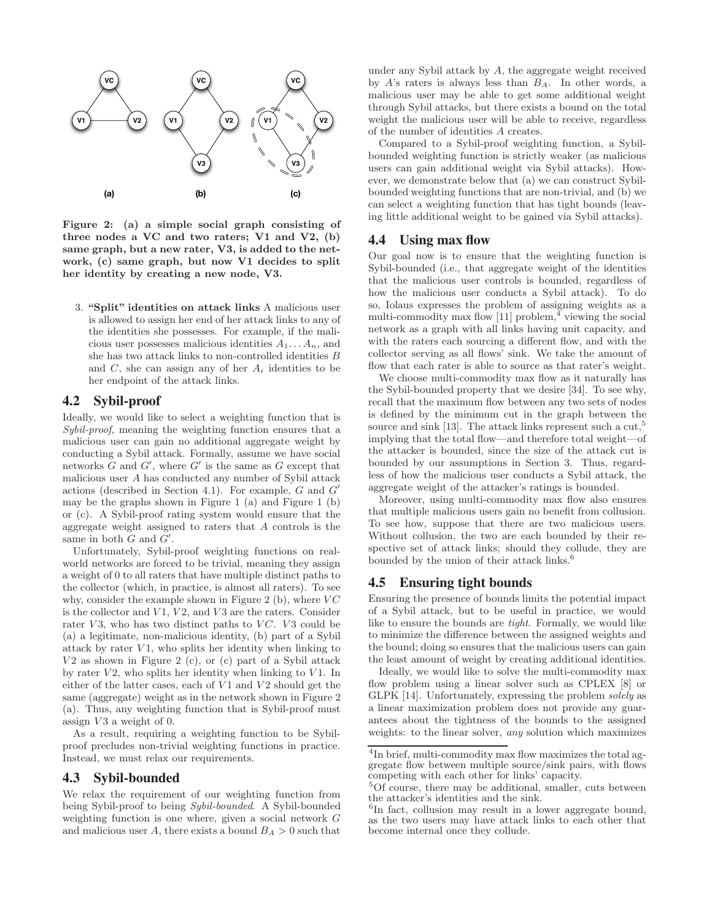Figure 2: (a) a simple social graph consisting of three nodes a VC and two raters; V1 and V2, (b) same graph, but a new rater, V3, is added to the network, (c) same graph, but now V1 decides to split her identity by creating a new node, V3.

3. **"Split" identities on attack links** A malicious user is allowed to assign her end of her attack links to any of the identities she possesses. For example, if the malicious user possesses malicious identities $A_1 \ldots A_n$, and she has two attack links to non-controlled identities $B$ and $C$, she can assign any of her $A_i$ identities to be her endpoint of the attack links.

## 4.2 Sybil-proof

Ideally, we would like to select a weighting function that is *Sybil-proof*, meaning the weighting function ensures that a malicious user can gain no additional aggregate weight by conducting a Sybil attack. Formally, assume we have social networks $G$ and $G'$, where $G'$ is the same as $G$ except that malicious user $A$ has conducted any number of Sybil attack actions (described in Section 4.1). For example, $G$ and $G'$ may be the graphs shown in Figure 1 (a) and Figure 1 (b) or (c). A Sybil-proof rating system would ensure that the aggregate weight assigned to raters that $A$ controls is the same in both $G$ and $G'$.

Unfortunately, Sybil-proof weighting functions on real-world networks are forced to be trivial, meaning they assign a weight of 0 to all raters that have multiple distinct paths to the collector (which, in practice, is almost all raters). To see why, consider the example shown in Figure 2 (b), where $VC$ is the collector and $V1$, $V2$, and $V3$ are the raters. Consider rater $V3$, who has two distinct paths to $VC$. $V3$ could be (a) a legitimate, non-malicious identity, (b) part of a Sybil attack by rater $V1$, who splits her identity when linking to $V2$ as shown in Figure 2 (c), or (c) part of a Sybil attack by rater $V2$, who splits her identity when linking to $V1$. In either of the latter cases, each of $V1$ and $V2$ should get the same (aggregate) weight as in the network shown in Figure 2 (a). Thus, any weighting function that is Sybil-proof must assign $V3$ a weight of 0.

As a result, requiring a weighting function to be Sybil-proof precludes non-trivial weighting functions in practice. Instead, we must relax our requirements.

## 4.3 Sybil-bounded

We relax the requirement of our weighting function from being Sybil-proof to being *Sybil-bounded*. A Sybil-bounded weighting function is one where, given a social network $G$ and malicious user $A$, there exists a bound $B_A > 0$ such that under any Sybil attack by $A$, the aggregate weight received by $A$'s raters is always less than $B_A$. In other words, a malicious user may be able to get some additional weight through Sybil attacks, but there exists a bound on the total weight the malicious user will be able to receive, regardless of the number of identities $A$ creates.

Compared to a Sybil-proof weighting function, a Sybil-bounded weighting function is strictly weaker (as malicious users can gain additional weight via Sybil attacks). However, we demonstrate below that (a) we can construct Sybil-bounded weighting functions that are non-trivial, and (b) we can select a weighting function that has tight bounds (leaving little additional weight to be gained via Sybil attacks).

## 4.4 Using max flow

Our goal now is to ensure that the weighting function is Sybil-bounded (i.e., that aggregate weight of the identities that the malicious user controls is bounded, regardless of how the malicious user conducts a Sybil attack). To do so, Iolaus expresses the problem of assigning weights as a multi-commodity max flow [11] problem,[4] viewing the social network as a graph with all links having unit capacity, and with the raters each sourcing a different flow, and with the collector serving as all flows' sink. We take the amount of flow that each rater is able to source as that rater's weight.

We choose multi-commodity max flow as it naturally has the Sybil-bounded property that we desire [34]. To see why, recall that the maximum flow between any two sets of nodes is defined by the minimum cut in the graph between the source and sink [13]. The attack links represent such a cut,[5] implying that the total flow—and therefore total weight—of the attacker is bounded, since the size of the attack cut is bounded by our assumptions in Section 3. Thus, regardless of how the malicious user conducts a Sybil attack, the aggregate weight of the attacker's ratings is bounded.

Moreover, using multi-commodity max flow also ensures that multiple malicious users gain no benefit from collusion. To see how, suppose that there are two malicious users. Without collusion, the two are each bounded by their respective set of attack links; should they collude, they are bounded by the union of their attack links.[6]

## 4.5 Ensuring tight bounds

Ensuring the presence of bounds limits the potential impact of a Sybil attack, but to be useful in practice, we would like to ensure the bounds are *tight*. Formally, we would like to minimize the difference between the assigned weights and the bound; doing so ensures that the malicious users can gain the least amount of weight by creating additional identities.

Ideally, we would like to solve the multi-commodity max flow problem using a linear solver such as CPLEX [8] or GLPK [14]. Unfortunately, expressing the problem *solely* as a linear maximization problem does not provide any guarantees about the tightness of the bounds to the assigned weights: to the linear solver, *any* solution which maximizes

[4] In brief, multi-commodity max flow maximizes the total aggregate flow between multiple source/sink pairs, with flows competing with each other for links' capacity.

[5] Of course, there may be additional, smaller, cuts between the attacker's identities and the sink.

[6] In fact, collusion may result in a lower aggregate bound, as the two users may have attack links to each other that become internal once they collude.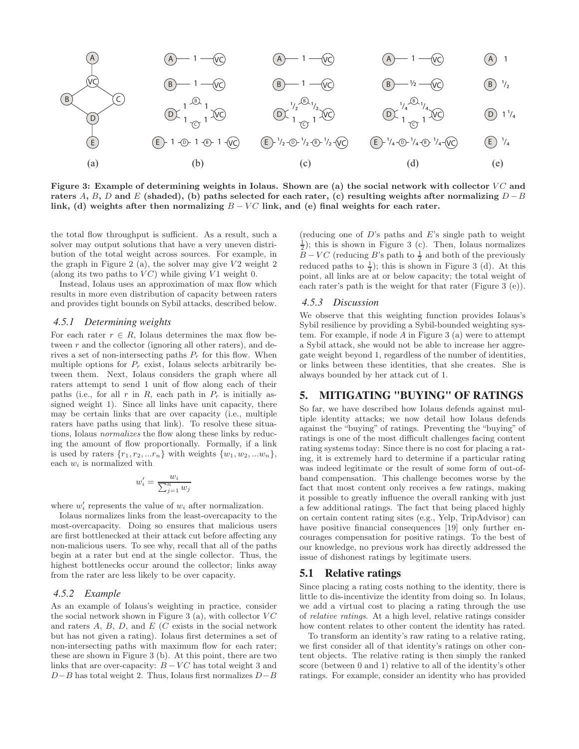Figure 3: Example of determining weights in Iolaus. Shown are (a) the social network with collector $VC$ and raters $A$, $B$, $D$ and $E$ (shaded), (b) paths selected for each rater, (c) resulting weights after normalizing $D-B$ link, (d) weights after then normalizing $B-VC$ link, and (e) final weights for each rater.

the total flow throughput is sufficient. As a result, such a solver may output solutions that have a very uneven distribution of the total weight across sources. For example, in the graph in Figure 2 (a), the solver may give $V2$ weight 2 (along its two paths to $VC$) while giving $V1$ weight 0.

Instead, Iolaus uses an approximation of max flow which results in more even distribution of capacity between raters and provides tight bounds on Sybil attacks, described below.

### 4.5.1 Determining weights

For each rater $r \in R$, Iolaus determines the max flow between $r$ and the collector (ignoring all other raters), and derives a set of non-intersecting paths $P_r$ for this flow. When multiple options for $P_r$ exist, Iolaus selects arbitrarily between them. Next, Iolaus considers the graph where all raters attempt to send 1 unit of flow along each of their paths (i.e., for all $r$ in $R$, each path in $P_r$ is initially assigned weight 1). Since all links have unit capacity, there may be certain links that are over capacity (i.e., multiple raters have paths using that link). To resolve these situations, Iolaus *normalizes* the flow along these links by reducing the amount of flow proportionally. Formally, if a link is used by raters $\{r_1, r_2, ... r_n\}$ with weights $\{w_1, w_2, ... w_n\}$, each $w_i$ is normalized with

$$w_i' = \frac{w_i}{\sum_{j=1}^{n} w_j}$$

where $w_i'$ represents the value of $w_i$ after normalization.

Iolaus normalizes links from the least-overcapacity to the most-overcapacity. Doing so ensures that malicious users are first bottlenecked at their attack cut before affecting any non-malicious users. To see why, recall that all of the paths begin at a rater but end at the single collector. Thus, the highest bottlenecks occur around the collector; links away from the rater are less likely to be over capacity.

### 4.5.2 Example

As an example of Iolaus's weighting in practice, consider the social network shown in Figure 3 (a), with collector $VC$ and raters $A$, $B$, $D$, and $E$ ($C$ exists in the social network but has not given a rating). Iolaus first determines a set of non-intersecting paths with maximum flow for each rater; these are shown in Figure 3 (b). At this point, there are two links that are over-capacity: $B-VC$ has total weight 3 and $D-B$ has total weight 2. Thus, Iolaus first normalizes $D-B$ (reducing one of $D$'s paths and $E$'s single path to weight $\frac{1}{2}$); this is shown in Figure 3 (c). Then, Iolaus normalizes $B-VC$ (reducing $B$'s path to $\frac{1}{2}$ and both of the previously reduced paths to $\frac{1}{4}$); this is shown in Figure 3 (d). At this point, all links are at or below capacity; the total weight of each rater's path is the weight for that rater (Figure 3 (e)).

### 4.5.3 Discussion

We observe that this weighting function provides Iolaus's Sybil resilience by providing a Sybil-bounded weighting system. For example, if node $A$ in Figure 3 (a) were to attempt a Sybil attack, she would not be able to increase her aggregate weight beyond 1, regardless of the number of identities, or links between these identities, that she creates. She is always bounded by her attack cut of 1.

## 5. MITIGATING "BUYING" OF RATINGS

So far, we have described how Iolaus defends against multiple identity attacks; we now detail how Iolaus defends against the "buying" of ratings. Preventing the "buying" of ratings is one of the most difficult challenges facing content rating systems today: Since there is no cost for placing a rating, it is extremely hard to determine if a particular rating was indeed legitimate or the result of some form of out-of-band compensation. This challenge becomes worse by the fact that most content only receives a few ratings, making it possible to greatly influence the overall ranking with just a few additional ratings. The fact that being placed highly on certain content rating sites (e.g., Yelp, TripAdvisor) can have positive financial consequences [19] only further encourages compensation for positive ratings. To the best of our knowledge, no previous work has directly addressed the issue of dishonest ratings by legitimate users.

## 5.1 Relative ratings

Since placing a rating costs nothing to the identity, there is little to dis-incentivize the identity from doing so. In Iolaus, we add a virtual cost to placing a rating through the use of *relative ratings*. At a high level, relative ratings consider how content relates to other content the identity has rated.

To transform an identity's raw rating to a relative rating, we first consider all of that identity's ratings on other content objects. The relative rating is then simply the ranked score (between 0 and 1) relative to all of the identity's other ratings. For example, consider an identity who has provided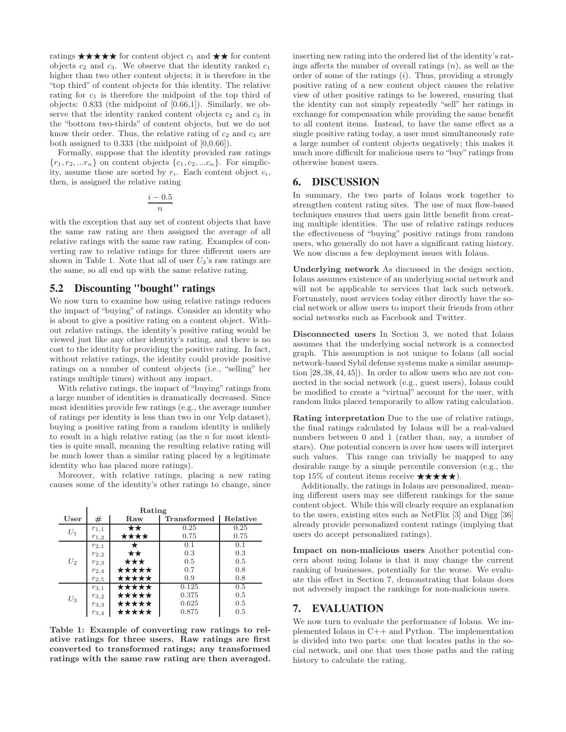ratings ★★★★★ for content object $c_1$ and ★★ for content objects $c_2$ and $c_3$. We observe that the identity ranked $c_1$ higher than two other content objects; it is therefore in the "top third" of content objects for this identity. The relative rating for $c_1$ is therefore the midpoint of the top third of objects: 0.833 (the midpoint of [0.66,1]). Similarly, we observe that the identity ranked content objects $c_2$ and $c_3$ in the "bottom two-thirds" of content objects, but we do not know their order. Thus, the relative rating of $c_2$ and $c_3$ are both assigned to 0.333 (the midpoint of [0,0.66]).

Formally, suppose that the identity provided raw ratings $\{r_1, r_2, ...r_n\}$ on content objects $\{c_1, c_2, ...c_n\}$. For simplicity, assume these are sorted by $r_i$. Each content object $c_i$, then, is assigned the relative rating

$$\frac{i - 0.5}{n}$$

with the exception that any set of content objects that have the same raw rating are then assigned the average of all relative ratings with the same raw rating. Examples of converting raw to relative ratings for three different users are shown in Table 1. Note that all of user $U_3$'s raw ratings are the same, so all end up with the same relative rating.

## 5.2 Discounting "bought" ratings

We now turn to examine how using relative ratings reduces the impact of "buying" of ratings. Consider an identity who is about to give a positive rating on a content object. Without relative ratings, the identity's positive rating would be viewed just like any other identity's rating, and there is no cost to the identity for providing the positive rating. In fact, without relative ratings, the identity could provide positive ratings on a number of content objects (i.e., "selling" her ratings multiple times) without any impact.

With relative ratings, the impact of "buying" ratings from a large number of identities is dramatically decreased. Since most identities provide few ratings (e.g., the average number of ratings per identity is less than two in our Yelp dataset), buying a positive rating from a random identity is unlikely to result in a high relative rating (as the $n$ for most identities is quite small, meaning the resulting relative rating will be much lower than a similar rating placed by a legitimate identity who has placed more ratings).

Moreover, with relative ratings, placing a new rating causes some of the identity's other ratings to change, since inserting new rating into the ordered list of the identity's ratings affects the number of overall ratings ($n$), as well as the order of some of the ratings ($i$). Thus, providing a strongly positive rating of a new content object causes the relative view of other positive ratings to be lowered, ensuring that the identity can not simply repeatedly "sell" her ratings in exchange for compensation while providing the same benefit to all content items. Instead, to have the same effect as a single positive rating today, a user must simultaneously rate a large number of content objects negatively; this makes it much more difficult for malicious users to "buy" ratings from otherwise honest users.

| User | Rating | | | |
|---|---|---|---|---|
| | # | Raw | Transformed | Relative |
| $U_1$ | $r_{1,1}$ | ★★ | 0.25 | 0.25 |
| | $r_{1,2}$ | ★★★★ | 0.75 | 0.75 |
| $U_2$ | $r_{2,1}$ | ★ | 0.1 | 0.1 |
| | $r_{2,2}$ | ★★ | 0.3 | 0.3 |
| | $r_{2,3}$ | ★★★ | 0.5 | 0.5 |
| | $r_{2,4}$ | ★★★★★ | 0.7 | 0.8 |
| | $r_{2,5}$ | ★★★★★ | 0.9 | 0.8 |
| $U_3$ | $r_{3,1}$ | ★★★★★ | 0.125 | 0.5 |
| | $r_{3,2}$ | ★★★★★ | 0.375 | 0.5 |
| | $r_{3,3}$ | ★★★★★ | 0.625 | 0.5 |
| | $r_{3,4}$ | ★★★★★ | 0.875 | 0.5 |

**Table 1: Example of converting raw ratings to relative ratings for three users. Raw ratings are first converted to transformed ratings; any transformed ratings with the same raw rating are then averaged.**

# 6. DISCUSSION

In summary, the two parts of Iolaus work together to strengthen content rating sites. The use of max flow-based techniques ensures that users gain little benefit from creating multiple identities. The use of relative ratings reduces the effectiveness of "buying" positive ratings from random users, who generally do not have a significant rating history. We now discuss a few deployment issues with Iolaus.

**Underlying network** As discussed in the design section, Iolaus assumes existence of an underlying social network and will not be applicable to services that lack such network. Fortunately, most services today either directly have the social network or allow users to import their friends from other social networks such as Facebook and Twitter.

**Disconnected users** In Section 3, we noted that Iolaus assumes that the underlying social network is a connected graph. This assumption is not unique to Iolaus (all social network-based Sybil defense systems make a similar assumption [28,38,44,45]). In order to allow users who are not connected in the social network (e.g., guest users), Iolaus could be modified to create a "virtual" account for the user, with random links placed temporarily to allow rating calculation.

**Rating interpretation** Due to the use of relative ratings, the final ratings calculated by Iolaus will be a real-valued numbers between 0 and 1 (rather than, say, a number of stars). One potential concern is over how users will interpret such values. This range can trivially be mapped to any desirable range by a simple percentile conversion (e.g., the top 15% of content items receive ★★★★★).

Additionally, the ratings in Iolaus are personalized, meaning different users may see different rankings for the same content object. While this will clearly require an explanation to the users, existing sites such as NetFlix [3] and Digg [36] already provide personalized content ratings (implying that users do accept personalized ratings).

**Impact on non-malicious users** Another potential concern about using Iolaus is that it may change the current ranking of businesses, potentially for the worse. We evaluate this effect in Section 7, demonstrating that Iolaus does not adversely impact the rankings for non-malicious users.

# 7. EVALUATION

We now turn to evaluate the performance of Iolaus. We implemented Iolaus in C++ and Python. The implementation is divided into two parts: one that locates paths in the social network, and one that uses those paths and the rating history to calculate the rating.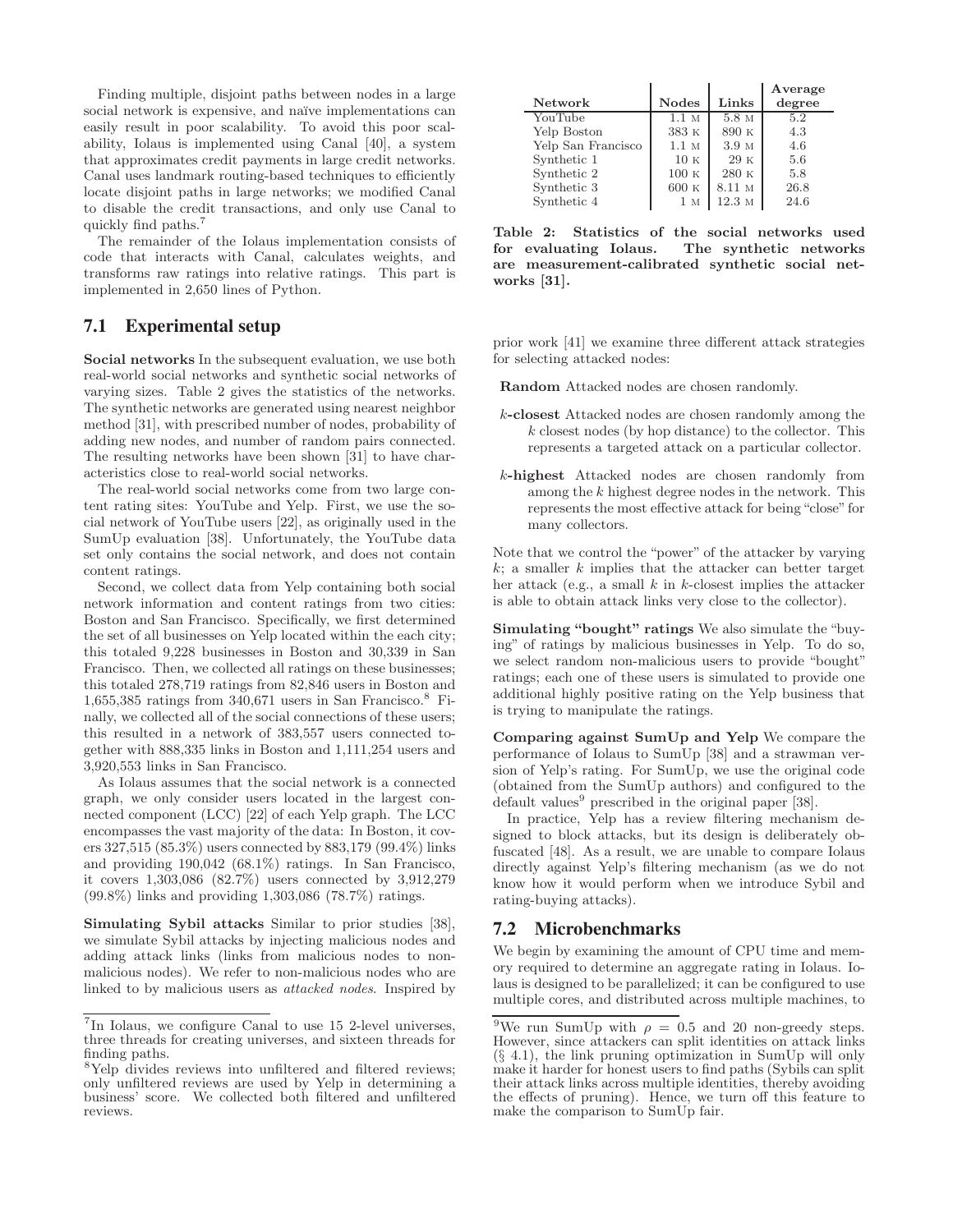Finding multiple, disjoint paths between nodes in a large social network is expensive, and naïve implementations can easily result in poor scalability. To avoid this poor scalability, Iolaus is implemented using Canal [40], a system that approximates credit payments in large credit networks. Canal uses landmark routing-based techniques to efficiently locate disjoint paths in large networks; we modified Canal to disable the credit transactions, and only use Canal to quickly find paths.[7]

The remainder of the Iolaus implementation consists of code that interacts with Canal, calculates weights, and transforms raw ratings into relative ratings. This part is implemented in 2,650 lines of Python.

## 7.1 Experimental setup

**Social networks** In the subsequent evaluation, we use both real-world social networks and synthetic social networks of varying sizes. Table 2 gives the statistics of the networks. The synthetic networks are generated using nearest neighbor method [31], with prescribed number of nodes, probability of adding new nodes, and number of random pairs connected. The resulting networks have been shown [31] to have characteristics close to real-world social networks.

The real-world social networks come from two large content rating sites: YouTube and Yelp. First, we use the social network of YouTube users [22], as originally used in the SumUp evaluation [38]. Unfortunately, the YouTube data set only contains the social network, and does not contain content ratings.

Second, we collect data from Yelp containing both social network information and content ratings from two cities: Boston and San Francisco. Specifically, we first determined the set of all businesses on Yelp located within the each city; this totaled 9,228 businesses in Boston and 30,339 in San Francisco. Then, we collected all ratings on these businesses; this totaled 278,719 ratings from 82,846 users in Boston and 1,655,385 ratings from 340,671 users in San Francisco.[8] Finally, we collected all of the social connections of these users; this resulted in a network of 383,557 users connected together with 888,335 links in Boston and 1,111,254 users and 3,920,553 links in San Francisco.

As Iolaus assumes that the social network is a connected graph, we only consider users located in the largest connected component (LCC) [22] of each Yelp graph. The LCC encompasses the vast majority of the data: In Boston, it covers 327,515 (85.3%) users connected by 883,179 (99.4%) links and providing 190,042 (68.1%) ratings. In San Francisco, it covers 1,303,086 (82.7%) users connected by 3,912,279 (99.8%) links and providing 1,303,086 (78.7%) ratings.

**Simulating Sybil attacks** Similar to prior studies [38], we simulate Sybil attacks by injecting malicious nodes and adding attack links (links from malicious nodes to non-malicious nodes). We refer to non-malicious nodes who are linked to by malicious users as *attacked nodes*. Inspired by prior work [41] we examine three different attack strategies for selecting attacked nodes:

**Random** Attacked nodes are chosen randomly.

***k*-closest** Attacked nodes are chosen randomly among the $k$ closest nodes (by hop distance) to the collector. This represents a targeted attack on a particular collector.

***k*-highest** Attacked nodes are chosen randomly from among the $k$ highest degree nodes in the network. This represents the most effective attack for being "close" for many collectors.

Note that we control the "power" of the attacker by varying $k$; a smaller $k$ implies that the attacker can better target her attack (e.g., a small $k$ in $k$-closest implies the attacker is able to obtain attack links very close to the collector).

**Simulating "bought" ratings** We also simulate the "buying" of ratings by malicious businesses in Yelp. To do so, we select random non-malicious users to provide "bought" ratings; each one of these users is simulated to provide one additional highly positive rating on the Yelp business that is trying to manipulate the ratings.

**Comparing against SumUp and Yelp** We compare the performance of Iolaus to SumUp [38] and a strawman version of Yelp's rating. For SumUp, we use the original code (obtained from the SumUp authors) and configured to the default values[9] prescribed in the original paper [38].

In practice, Yelp has a review filtering mechanism designed to block attacks, but its design is deliberately obfuscated [48]. As a result, we are unable to compare Iolaus directly against Yelp's filtering mechanism (as we do not know how it would perform when we introduce Sybil and rating-buying attacks).

| Network | Nodes | Links | Average degree |
|---|---|---|---|
| YouTube | 1.1 M | 5.8 M | 5.2 |
| Yelp Boston | 383 K | 890 K | 4.3 |
| Yelp San Francisco | 1.1 M | 3.9 M | 4.6 |
| Synthetic 1 | 10 K | 29 K | 5.6 |
| Synthetic 2 | 100 K | 280 K | 5.8 |
| Synthetic 3 | 600 K | 8.11 M | 26.8 |
| Synthetic 4 | 1 M | 12.3 M | 24.6 |

**Table 2: Statistics of the social networks used for evaluating Iolaus. The synthetic networks are measurement-calibrated synthetic social networks [31].**

## 7.2 Microbenchmarks

We begin by examining the amount of CPU time and memory required to determine an aggregate rating in Iolaus. Iolaus is designed to be parallelized; it can be configured to use multiple cores, and distributed across multiple machines, to

[7] In Iolaus, we configure Canal to use 15 2-level universes, three threads for creating universes, and sixteen threads for finding paths.

[8] Yelp divides reviews into unfiltered and filtered reviews; only unfiltered reviews are used by Yelp in determining a business' score. We collected both filtered and unfiltered reviews.

[9] We run SumUp with $\rho = 0.5$ and 20 non-greedy steps. However, since attackers can split identities on attack links (§ 4.1), the link pruning optimization in SumUp will only make it harder for honest users to find paths (Sybils can split their attack links across multiple identities, thereby avoiding the effects of pruning). Hence, we turn off this feature to make the comparison to SumUp fair.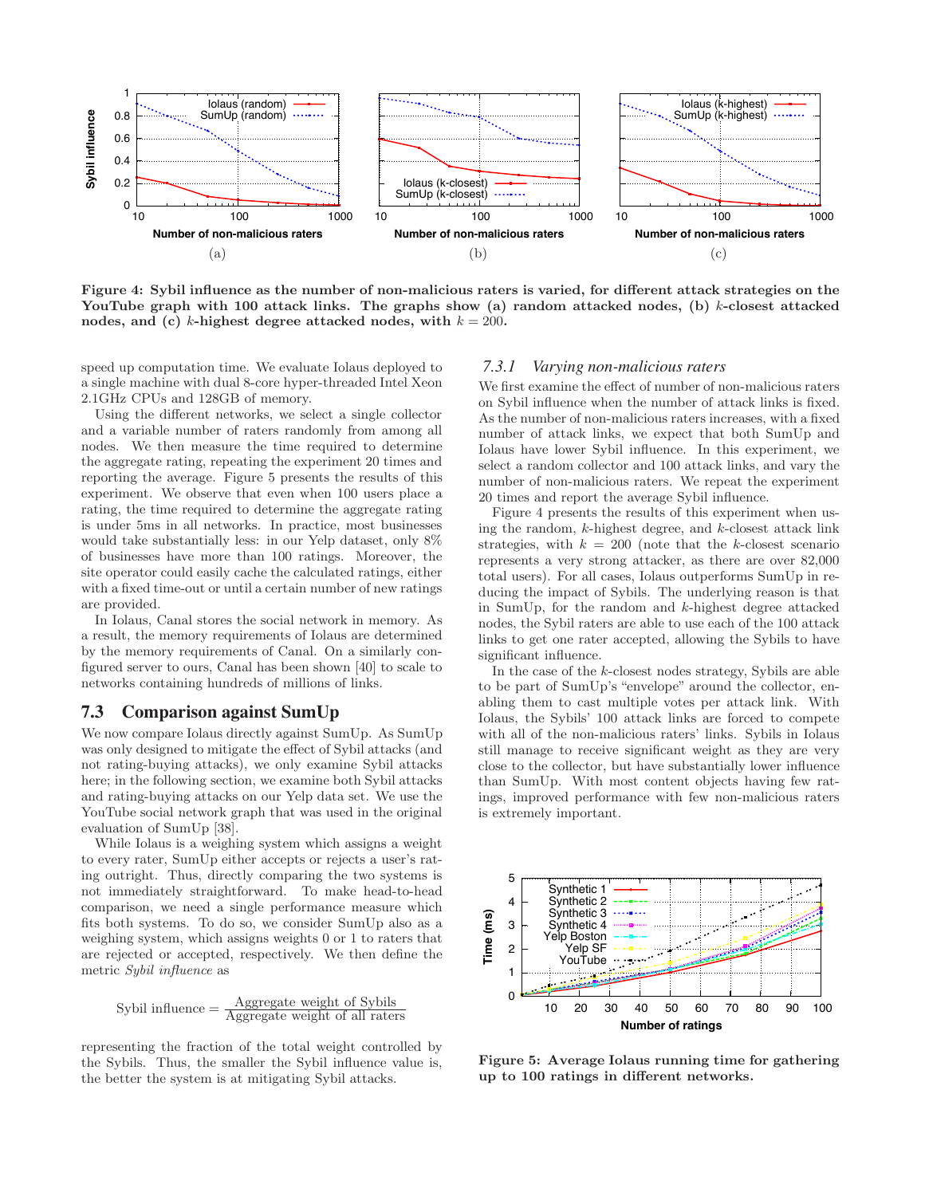Figure 4: Sybil influence as the number of non-malicious raters is varied, for different attack strategies on the YouTube graph with 100 attack links. The graphs show (a) random attacked nodes, (b) $k$-closest attacked nodes, and (c) $k$-highest degree attacked nodes, with $k = 200$.

speed up computation time. We evaluate Iolaus deployed to a single machine with dual 8-core hyper-threaded Intel Xeon 2.1GHz CPUs and 128GB of memory.

Using the different networks, we select a single collector and a variable number of raters randomly from among all nodes. We then measure the time required to determine the aggregate rating, repeating the experiment 20 times and reporting the average. Figure 5 presents the results of this experiment. We observe that even when 100 users place a rating, the time required to determine the aggregate rating is under 5ms in all networks. In practice, most businesses would take substantially less: in our Yelp dataset, only 8% of businesses have more than 100 ratings. Moreover, the site operator could easily cache the calculated ratings, either with a fixed time-out or until a certain number of new ratings are provided.

In Iolaus, Canal stores the social network in memory. As a result, the memory requirements of Iolaus are determined by the memory requirements of Canal. On a similarly configured server to ours, Canal has been shown [40] to scale to networks containing hundreds of millions of links.

## 7.3 Comparison against SumUp

We now compare Iolaus directly against SumUp. As SumUp was only designed to mitigate the effect of Sybil attacks (and not rating-buying attacks), we only examine Sybil attacks here; in the following section, we examine both Sybil attacks and rating-buying attacks on our Yelp data set. We use the YouTube social network graph that was used in the original evaluation of SumUp [38].

While Iolaus is a weighing system which assigns a weight to every rater, SumUp either accepts or rejects a user's rating outright. Thus, directly comparing the two systems is not immediately straightforward. To make head-to-head comparison, we need a single performance measure which fits both systems. To do so, we consider SumUp also as a weighing system, which assigns weights 0 or 1 to raters that are rejected or accepted, respectively. We then define the metric *Sybil influence* as

$$\text{Sybil influence} = \frac{\text{Aggregate weight of Sybils}}{\text{Aggregate weight of all raters}}$$

representing the fraction of the total weight controlled by the Sybils. Thus, the smaller the Sybil influence value is, the better the system is at mitigating Sybil attacks.

### 7.3.1 *Varying non-malicious raters*

We first examine the effect of number of non-malicious raters on Sybil influence when the number of attack links is fixed. As the number of non-malicious raters increases, with a fixed number of attack links, we expect that both SumUp and Iolaus have lower Sybil influence. In this experiment, we select a random collector and 100 attack links, and vary the number of non-malicious raters. We repeat the experiment 20 times and report the average Sybil influence.

Figure 4 presents the results of this experiment when using the random, $k$-highest degree, and $k$-closest attack link strategies, with $k = 200$ (note that the $k$-closest scenario represents a very strong attacker, as there are over 82,000 total users). For all cases, Iolaus outperforms SumUp in reducing the impact of Sybils. The underlying reason is that in SumUp, for the random and $k$-highest degree attacked nodes, the Sybil raters are able to use each of the 100 attack links to get one rater accepted, allowing the Sybils to have significant influence.

In the case of the $k$-closest nodes strategy, Sybils are able to be part of SumUp's "envelope" around the collector, enabling them to cast multiple votes per attack link. With Iolaus, the Sybils' 100 attack links are forced to compete with all of the non-malicious raters' links. Sybils in Iolaus still manage to receive significant weight as they are very close to the collector, but have substantially lower influence than SumUp. With most content objects having few ratings, improved performance with few non-malicious raters is extremely important.

Figure 5: Average Iolaus running time for gathering up to 100 ratings in different networks.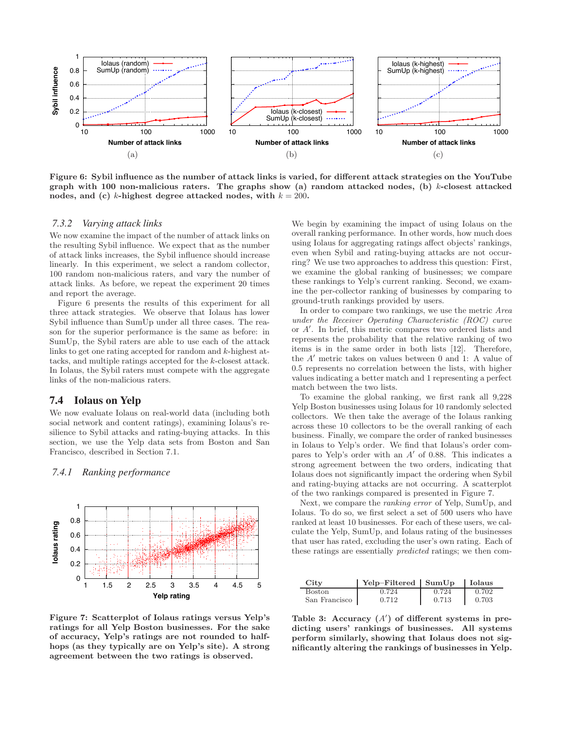Figure 6: Sybil influence as the number of attack links is varied, for different attack strategies on the YouTube graph with 100 non-malicious raters. The graphs show (a) random attacked nodes, (b) $k$-closest attacked nodes, and (c) $k$-highest degree attacked nodes, with $k = 200$.

#### 7.3.2 Varying attack links

We now examine the impact of the number of attack links on the resulting Sybil influence. We expect that as the number of attack links increases, the Sybil influence should increase linearly. In this experiment, we select a random collector, 100 random non-malicious raters, and vary the number of attack links. As before, we repeat the experiment 20 times and report the average.

Figure 6 presents the results of this experiment for all three attack strategies. We observe that Iolaus has lower Sybil influence than SumUp under all three cases. The reason for the superior performance is the same as before: in SumUp, the Sybil raters are able to use each of the attack links to get one rating accepted for random and $k$-highest attacks, and multiple ratings accepted for the $k$-closest attack. In Iolaus, the Sybil raters must compete with the aggregate links of the non-malicious raters.

### 7.4 Iolaus on Yelp

We now evaluate Iolaus on real-world data (including both social network and content ratings), examining Iolaus's resilience to Sybil attacks and rating-buying attacks. In this section, we use the Yelp data sets from Boston and San Francisco, described in Section 7.1.

#### 7.4.1 Ranking performance

Figure 7: Scatterplot of Iolaus ratings versus Yelp's ratings for all Yelp Boston businesses. For the sake of accuracy, Yelp's ratings are not rounded to half-hops (as they typically are on Yelp's site). A strong agreement between the two ratings is observed.

We begin by examining the impact of using Iolaus on the overall ranking performance. In other words, how much does using Iolaus for aggregating ratings affect objects' rankings, even when Sybil and rating-buying attacks are not occurring? We use two approaches to address this question: First, we examine the global ranking of businesses; we compare these rankings to Yelp's current ranking. Second, we examine the per-collector ranking of businesses by comparing to ground-truth rankings provided by users.

In order to compare two rankings, we use the metric *Area under the Receiver Operating Characteristic (ROC) curve* or $A'$. In brief, this metric compares two ordered lists and represents the probability that the relative ranking of two items is in the same order in both lists [12]. Therefore, the $A'$ metric takes on values between 0 and 1: A value of 0.5 represents no correlation between the lists, with higher values indicating a better match and 1 representing a perfect match between the two lists.

To examine the global ranking, we first rank all 9,228 Yelp Boston businesses using Iolaus for 10 randomly selected collectors. We then take the average of the Iolaus ranking across these 10 collectors to be the overall ranking of each business. Finally, we compare the order of ranked businesses in Iolaus to Yelp's order. We find that Iolaus's order compares to Yelp's order with an $A'$ of 0.88. This indicates a strong agreement between the two orders, indicating that Iolaus does not significantly impact the ordering when Sybil and rating-buying attacks are not occurring. A scatterplot of the two rankings compared is presented in Figure 7.

Next, we compare the *ranking error* of Yelp, SumUp, and Iolaus. To do so, we first select a set of 500 users who have ranked at least 10 businesses. For each of these users, we calculate the Yelp, SumUp, and Iolaus rating of the businesses that user has rated, excluding the user's own rating. Each of these ratings are essentially *predicted* ratings; we then com-

| City | Yelp–Filtered | SumUp | Iolaus |
|---|---|---|---|
| Boston | 0.724 | 0.724 | 0.702 |
| San Francisco | 0.712 | 0.713 | 0.703 |

Table 3: Accuracy ($A'$) of different systems in predicting users' rankings of businesses. All systems perform similarly, showing that Iolaus does not significantly altering the rankings of businesses in Yelp.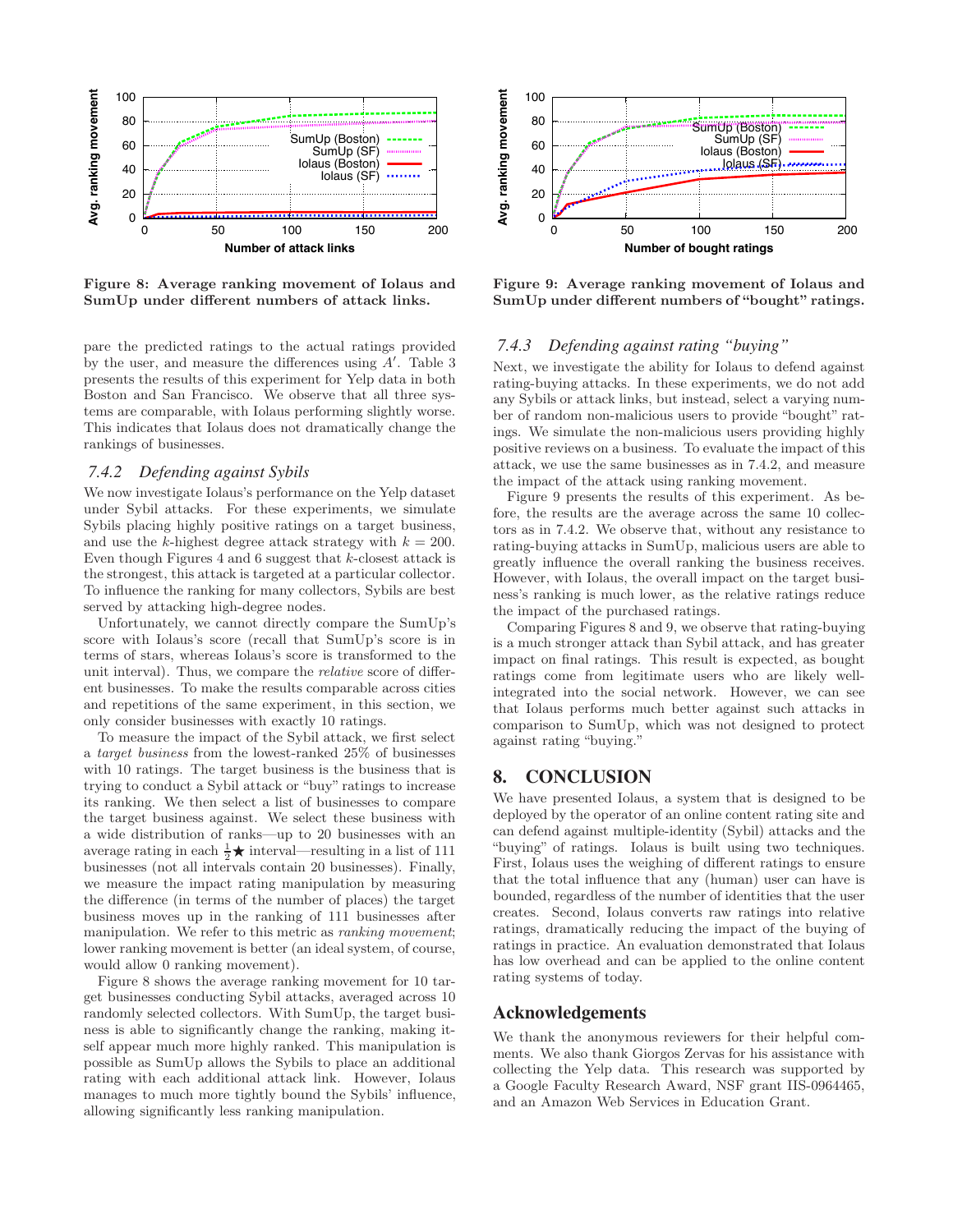pare the predicted ratings to the actual ratings provided by the user, and measure the differences using $A'$. Table 3 presents the results of this experiment for Yelp data in both Boston and San Francisco. We observe that all three systems are comparable, with Iolaus performing slightly worse. This indicates that Iolaus does not dramatically change the rankings of businesses.

### *7.4.2 Defending against Sybils*

We now investigate Iolaus's performance on the Yelp dataset under Sybil attacks. For these experiments, we simulate Sybils placing highly positive ratings on a target business, and use the $k$-highest degree attack strategy with $k = 200$. Even though Figures 4 and 6 suggest that $k$-closest attack is the strongest, this attack is targeted at a particular collector. To influence the ranking for many collectors, Sybils are best served by attacking high-degree nodes.

Unfortunately, we cannot directly compare the SumUp's score with Iolaus's score (recall that SumUp's score is in terms of stars, whereas Iolaus's score is transformed to the unit interval). Thus, we compare the *relative* score of different businesses. To make the results comparable across cities and repetitions of the same experiment, in this section, we only consider businesses with exactly 10 ratings.

To measure the impact of the Sybil attack, we first select a *target business* from the lowest-ranked 25% of businesses with 10 ratings. The target business is the business that is trying to conduct a Sybil attack or "buy" ratings to increase its ranking. We then select a list of businesses to compare the target business against. We select these business with a wide distribution of ranks—up to 20 businesses with an average rating in each $\frac{1}{2}\bigstar$ interval—resulting in a list of 111 businesses (not all intervals contain 20 businesses). Finally, we measure the impact rating manipulation by measuring the difference (in terms of the number of places) the target business moves up in the ranking of 111 businesses after manipulation. We refer to this metric as *ranking movement*; lower ranking movement is better (an ideal system, of course, would allow 0 ranking movement).

Figure 8 shows the average ranking movement for 10 target businesses conducting Sybil attacks, averaged across 10 randomly selected collectors. With SumUp, the target business is able to significantly change the ranking, making itself appear much more highly ranked. This manipulation is possible as SumUp allows the Sybils to place an additional rating with each additional attack link. However, Iolaus manages to much more tightly bound the Sybils' influence, allowing significantly less ranking manipulation.

**Figure 8: Average ranking movement of Iolaus and SumUp under different numbers of attack links.**

**Figure 9: Average ranking movement of Iolaus and SumUp under different numbers of "bought" ratings.**

### *7.4.3 Defending against rating "buying"*

Next, we investigate the ability for Iolaus to defend against rating-buying attacks. In these experiments, we do not add any Sybils or attack links, but instead, select a varying number of random non-malicious users to provide "bought" ratings. We simulate the non-malicious users providing highly positive reviews on a business. To evaluate the impact of this attack, we use the same businesses as in 7.4.2, and measure the impact of the attack using ranking movement.

Figure 9 presents the results of this experiment. As before, the results are the average across the same 10 collectors as in 7.4.2. We observe that, without any resistance to rating-buying attacks in SumUp, malicious users are able to greatly influence the overall ranking the business receives. However, with Iolaus, the overall impact on the target business's ranking is much lower, as the relative ratings reduce the impact of the purchased ratings.

Comparing Figures 8 and 9, we observe that rating-buying is a much stronger attack than Sybil attack, and has greater impact on final ratings. This result is expected, as bought ratings come from legitimate users who are likely well-integrated into the social network. However, we can see that Iolaus performs much better against such attacks in comparison to SumUp, which was not designed to protect against rating "buying."

## 8. CONCLUSION

We have presented Iolaus, a system that is designed to be deployed by the operator of an online content rating site and can defend against multiple-identity (Sybil) attacks and the "buying" of ratings. Iolaus is built using two techniques. First, Iolaus uses the weighing of different ratings to ensure that the total influence that any (human) user can have is bounded, regardless of the number of identities that the user creates. Second, Iolaus converts raw ratings into relative ratings, dramatically reducing the impact of the buying of ratings in practice. An evaluation demonstrated that Iolaus has low overhead and can be applied to the online content rating systems of today.

## Acknowledgements

We thank the anonymous reviewers for their helpful comments. We also thank Giorgos Zervas for his assistance with collecting the Yelp data. This research was supported by a Google Faculty Research Award, NSF grant IIS-0964465, and an Amazon Web Services in Education Grant.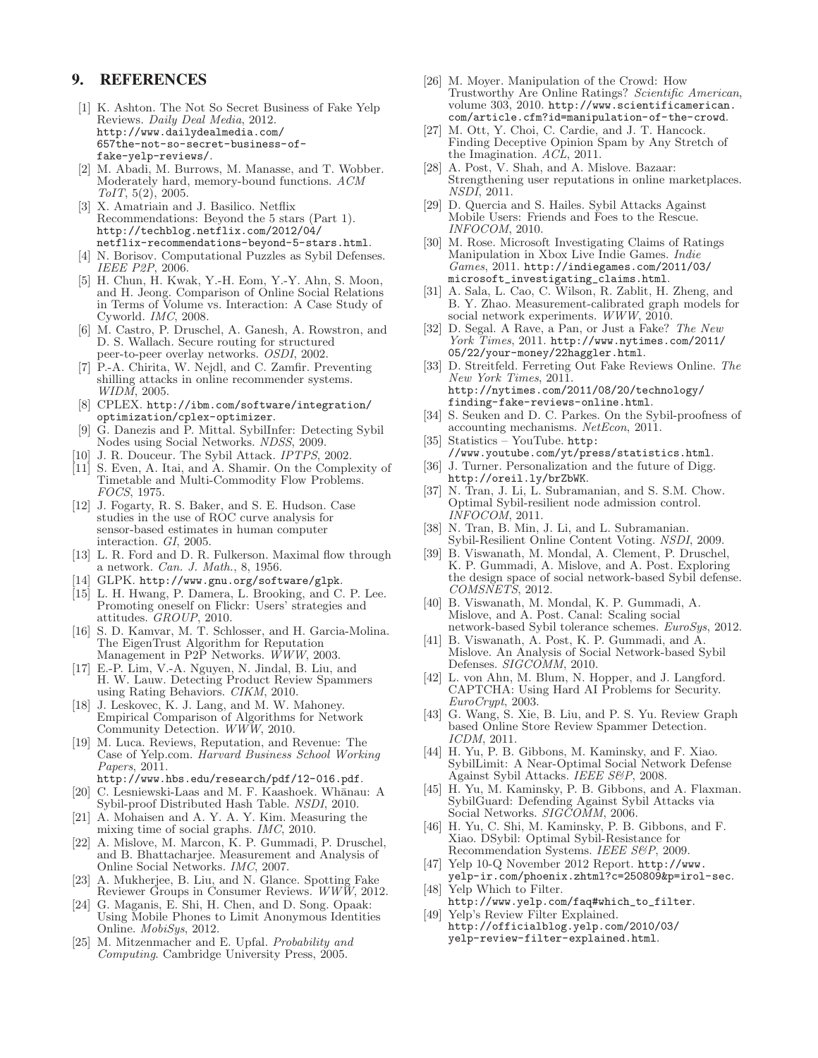## 9. REFERENCES

[1] K. Ashton. The Not So Secret Business of Fake Yelp Reviews. *Daily Deal Media*, 2012. http://www.dailydealmedia.com/657the-not-so-secret-business-of-fake-yelp-reviews/.

[2] M. Abadi, M. Burrows, M. Manasse, and T. Wobber. Moderately hard, memory-bound functions. *ACM ToIT*, 5(2), 2005.

[3] X. Amatriain and J. Basilico. Netflix Recommendations: Beyond the 5 stars (Part 1). http://techblog.netflix.com/2012/04/netflix-recommendations-beyond-5-stars.html.

[4] N. Borisov. Computational Puzzles as Sybil Defenses. *IEEE P2P*, 2006.

[5] H. Chun, H. Kwak, Y.-H. Eom, Y.-Y. Ahn, S. Moon, and H. Jeong. Comparison of Online Social Relations in Terms of Volume vs. Interaction: A Case Study of Cyworld. *IMC*, 2008.

[6] M. Castro, P. Druschel, A. Ganesh, A. Rowstron, and D. S. Wallach. Secure routing for structured peer-to-peer overlay networks. *OSDI*, 2002.

[7] P.-A. Chirita, W. Nejdl, and C. Zamfir. Preventing shilling attacks in online recommender systems. *WIDM*, 2005.

[8] CPLEX. http://ibm.com/software/integration/optimization/cplex-optimizer.

[9] G. Danezis and P. Mittal. SybilInfer: Detecting Sybil Nodes using Social Networks. *NDSS*, 2009.

[10] J. R. Douceur. The Sybil Attack. *IPTPS*, 2002.

[11] S. Even, A. Itai, and A. Shamir. On the Complexity of Timetable and Multi-Commodity Flow Problems. *FOCS*, 1975.

[12] J. Fogarty, R. S. Baker, and S. E. Hudson. Case studies in the use of ROC curve analysis for sensor-based estimates in human computer interaction. *GI*, 2005.

[13] L. R. Ford and D. R. Fulkerson. Maximal flow through a network. *Can. J. Math.*, 8, 1956.

[14] GLPK. http://www.gnu.org/software/glpk.

[15] L. H. Hwang, P. Damera, L. Brooking, and C. P. Lee. Promoting oneself on Flickr: Users' strategies and attitudes. *GROUP*, 2010.

[16] S. D. Kamvar, M. T. Schlosser, and H. Garcia-Molina. The EigenTrust Algorithm for Reputation Management in P2P Networks. *WWW*, 2003.

[17] E.-P. Lim, V.-A. Nguyen, N. Jindal, B. Liu, and H. W. Lauw. Detecting Product Review Spammers using Rating Behaviors. *CIKM*, 2010.

[18] J. Leskovec, K. J. Lang, and M. W. Mahoney. Empirical Comparison of Algorithms for Network Community Detection. *WWW*, 2010.

[19] M. Luca. Reviews, Reputation, and Revenue: The Case of Yelp.com. *Harvard Business School Working Papers*, 2011. http://www.hbs.edu/research/pdf/12-016.pdf.

[20] C. Lesniewski-Laas and M. F. Kaashoek. Whānau: A Sybil-proof Distributed Hash Table. *NSDI*, 2010.

[21] A. Mohaisen and A. Y. A. Y. Kim. Measuring the mixing time of social graphs. *IMC*, 2010.

[22] A. Mislove, M. Marcon, K. P. Gummadi, P. Druschel, and B. Bhattacharjee. Measurement and Analysis of Online Social Networks. *IMC*, 2007.

[23] A. Mukherjee, B. Liu, and N. Glance. Spotting Fake Reviewer Groups in Consumer Reviews. *WWW*, 2012.

[24] G. Maganis, E. Shi, H. Chen, and D. Song. Opaak: Using Mobile Phones to Limit Anonymous Identities Online. *MobiSys*, 2012.

[25] M. Mitzenmacher and E. Upfal. *Probability and Computing*. Cambridge University Press, 2005.

[26] M. Moyer. Manipulation of the Crowd: How Trustworthy Are Online Ratings? *Scientific American*, volume 303, 2010. http://www.scientificamerican.com/article.cfm?id=manipulation-of-the-crowd.

[27] M. Ott, Y. Choi, C. Cardie, and J. T. Hancock. Finding Deceptive Opinion Spam by Any Stretch of the Imagination. *ACL*, 2011.

[28] A. Post, V. Shah, and A. Mislove. Bazaar: Strengthening user reputations in online marketplaces. *NSDI*, 2011.

[29] D. Quercia and S. Hailes. Sybil Attacks Against Mobile Users: Friends and Foes to the Rescue. *INFOCOM*, 2010.

[30] M. Rose. Microsoft Investigating Claims of Ratings Manipulation in Xbox Live Indie Games. *Indie Games*, 2011. http://indiegames.com/2011/03/microsoft_investigating_claims.html.

[31] A. Sala, L. Cao, C. Wilson, R. Zablit, H. Zheng, and B. Y. Zhao. Measurement-calibrated graph models for social network experiments. *WWW*, 2010.

[32] D. Segal. A Rave, a Pan, or Just a Fake? *The New York Times*, 2011. http://www.nytimes.com/2011/05/22/your-money/22haggler.html.

[33] D. Streitfeld. Ferreting Out Fake Reviews Online. *The New York Times*, 2011. http://nytimes.com/2011/08/20/technology/finding-fake-reviews-online.html.

[34] S. Seuken and D. C. Parkes. On the Sybil-proofness of accounting mechanisms. *NetEcon*, 2011.

[35] Statistics – YouTube. http://www.youtube.com/yt/press/statistics.html.

[36] J. Turner. Personalization and the future of Digg. http://oreil.ly/brZbWK.

[37] N. Tran, J. Li, L. Subramanian, and S. S.M. Chow. Optimal Sybil-resilient node admission control. *INFOCOM*, 2011.

[38] N. Tran, B. Min, J. Li, and L. Subramanian. Sybil-Resilient Online Content Voting. *NSDI*, 2009.

[39] B. Viswanath, M. Mondal, A. Clement, P. Druschel, K. P. Gummadi, A. Mislove, and A. Post. Exploring the design space of social network-based Sybil defense. *COMSNETS*, 2012.

[40] B. Viswanath, M. Mondal, K. P. Gummadi, A. Mislove, and A. Post. Canal: Scaling social network-based Sybil tolerance schemes. *EuroSys*, 2012.

[41] B. Viswanath, A. Post, K. P. Gummadi, and A. Mislove. An Analysis of Social Network-based Sybil Defenses. *SIGCOMM*, 2010.

[42] L. von Ahn, M. Blum, N. Hopper, and J. Langford. CAPTCHA: Using Hard AI Problems for Security. *EuroCrypt*, 2003.

[43] G. Wang, S. Xie, B. Liu, and P. S. Yu. Review Graph based Online Store Review Spammer Detection. *ICDM*, 2011.

[44] H. Yu, P. B. Gibbons, M. Kaminsky, and F. Xiao. SybilLimit: A Near-Optimal Social Network Defense Against Sybil Attacks. *IEEE S&P*, 2008.

[45] H. Yu, M. Kaminsky, P. B. Gibbons, and A. Flaxman. SybilGuard: Defending Against Sybil Attacks via Social Networks. *SIGCOMM*, 2006.

[46] H. Yu, C. Shi, M. Kaminsky, P. B. Gibbons, and F. Xiao. DSybil: Optimal Sybil-Resistance for Recommendation Systems. *IEEE S&P*, 2009.

[47] Yelp 10-Q November 2012 Report. http://www.yelp-ir.com/phoenix.zhtml?c=250809&p=irol-sec.

[48] Yelp Which to Filter. http://www.yelp.com/faq#which_to_filter.

[49] Yelp's Review Filter Explained. http://officialblog.yelp.com/2010/03/yelp-review-filter-explained.html.